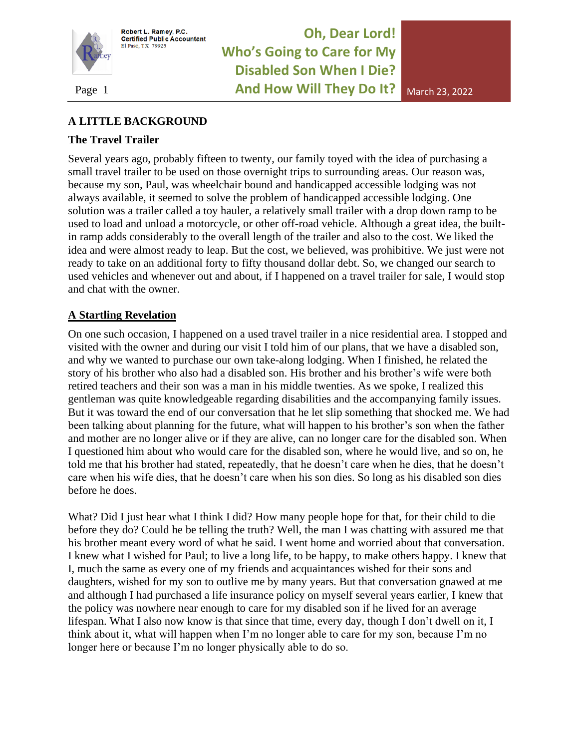# Oh, Dear Lord! Who's Going to Care for My Disabled Son When I Die? And How Will They Do It?

Robert L. Ramey, P.C.
Certified Public Accountant
El Paso, TX 79925

March 23, 2022

## A LITTLE BACKGROUND

### The Travel Trailer

Several years ago, probably fifteen to twenty, our family toyed with the idea of purchasing a small travel trailer to be used on those overnight trips to surrounding areas. Our reason was, because my son, Paul, was wheelchair bound and handicapped accessible lodging was not always available, it seemed to solve the problem of handicapped accessible lodging. One solution was a trailer called a toy hauler, a relatively small trailer with a drop down ramp to be used to load and unload a motorcycle, or other off-road vehicle. Although a great idea, the built-in ramp adds considerably to the overall length of the trailer and also to the cost. We liked the idea and were almost ready to leap. But the cost, we believed, was prohibitive. We just were not ready to take on an additional forty to fifty thousand dollar debt. So, we changed our search to used vehicles and whenever out and about, if I happened on a travel trailer for sale, I would stop and chat with the owner.

### A Startling Revelation

On one such occasion, I happened on a used travel trailer in a nice residential area. I stopped and visited with the owner and during our visit I told him of our plans, that we have a disabled son, and why we wanted to purchase our own take-along lodging. When I finished, he related the story of his brother who also had a disabled son. His brother and his brother's wife were both retired teachers and their son was a man in his middle twenties. As we spoke, I realized this gentleman was quite knowledgeable regarding disabilities and the accompanying family issues. But it was toward the end of our conversation that he let slip something that shocked me. We had been talking about planning for the future, what will happen to his brother's son when the father and mother are no longer alive or if they are alive, can no longer care for the disabled son. When I questioned him about who would care for the disabled son, where he would live, and so on, he told me that his brother had stated, repeatedly, that he doesn't care when he dies, that he doesn't care when his wife dies, that he doesn't care when his son dies. So long as his disabled son dies before he does.

What? Did I just hear what I think I did? How many people hope for that, for their child to die before they do? Could he be telling the truth? Well, the man I was chatting with assured me that his brother meant every word of what he said. I went home and worried about that conversation. I knew what I wished for Paul; to live a long life, to be happy, to make others happy. I knew that I, much the same as every one of my friends and acquaintances wished for their sons and daughters, wished for my son to outlive me by many years. But that conversation gnawed at me and although I had purchased a life insurance policy on myself several years earlier, I knew that the policy was nowhere near enough to care for my disabled son if he lived for an average lifespan. What I also now know is that since that time, every day, though I don't dwell on it, I think about it, what will happen when I'm no longer able to care for my son, because I'm no longer here or because I'm no longer physically able to do so.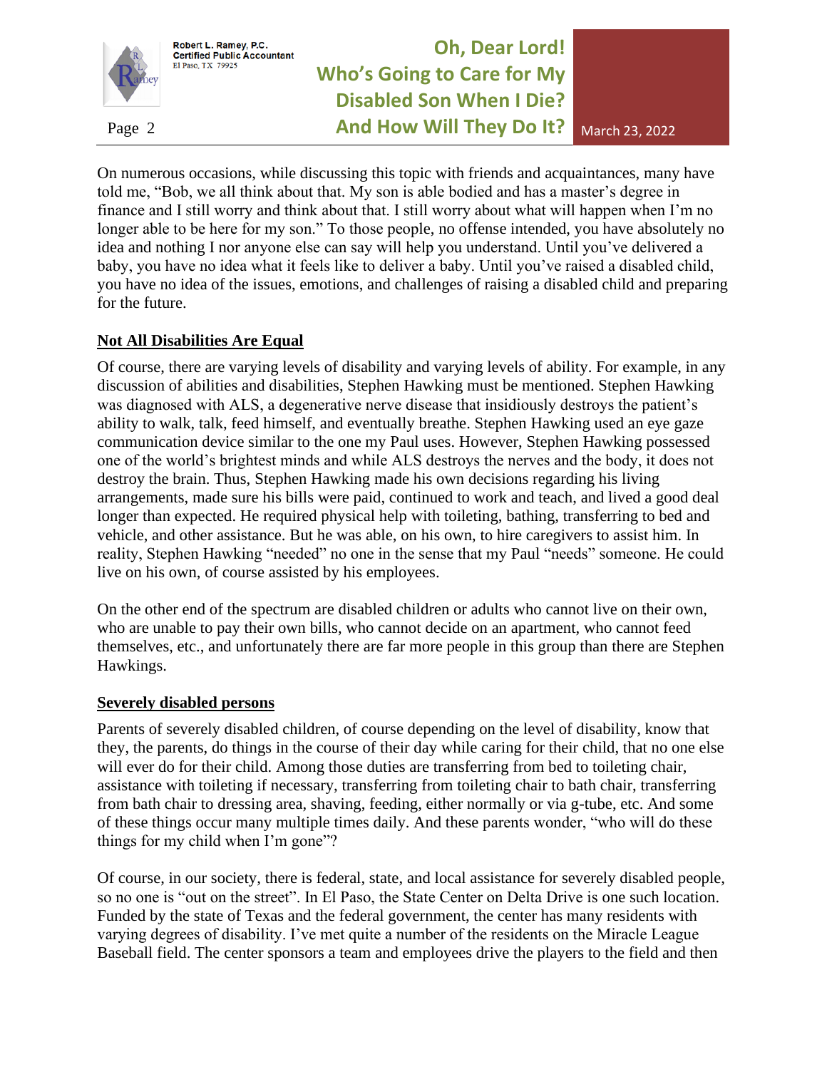On numerous occasions, while discussing this topic with friends and acquaintances, many have told me, "Bob, we all think about that. My son is able bodied and has a master's degree in finance and I still worry and think about that. I still worry about what will happen when I'm no longer able to be here for my son." To those people, no offense intended, you have absolutely no idea and nothing I nor anyone else can say will help you understand. Until you've delivered a baby, you have no idea what it feels like to deliver a baby. Until you've raised a disabled child, you have no idea of the issues, emotions, and challenges of raising a disabled child and preparing for the future.

## Not All Disabilities Are Equal

Of course, there are varying levels of disability and varying levels of ability. For example, in any discussion of abilities and disabilities, Stephen Hawking must be mentioned. Stephen Hawking was diagnosed with ALS, a degenerative nerve disease that insidiously destroys the patient's ability to walk, talk, feed himself, and eventually breathe. Stephen Hawking used an eye gaze communication device similar to the one my Paul uses. However, Stephen Hawking possessed one of the world's brightest minds and while ALS destroys the nerves and the body, it does not destroy the brain. Thus, Stephen Hawking made his own decisions regarding his living arrangements, made sure his bills were paid, continued to work and teach, and lived a good deal longer than expected. He required physical help with toileting, bathing, transferring to bed and vehicle, and other assistance. But he was able, on his own, to hire caregivers to assist him. In reality, Stephen Hawking "needed" no one in the sense that my Paul "needs" someone. He could live on his own, of course assisted by his employees.

On the other end of the spectrum are disabled children or adults who cannot live on their own, who are unable to pay their own bills, who cannot decide on an apartment, who cannot feed themselves, etc., and unfortunately there are far more people in this group than there are Stephen Hawkings.

## Severely disabled persons

Parents of severely disabled children, of course depending on the level of disability, know that they, the parents, do things in the course of their day while caring for their child, that no one else will ever do for their child. Among those duties are transferring from bed to toileting chair, assistance with toileting if necessary, transferring from toileting chair to bath chair, transferring from bath chair to dressing area, shaving, feeding, either normally or via g-tube, etc. And some of these things occur many multiple times daily. And these parents wonder, "who will do these things for my child when I'm gone"?

Of course, in our society, there is federal, state, and local assistance for severely disabled people, so no one is "out on the street". In El Paso, the State Center on Delta Drive is one such location. Funded by the state of Texas and the federal government, the center has many residents with varying degrees of disability. I've met quite a number of the residents on the Miracle League Baseball field. The center sponsors a team and employees drive the players to the field and then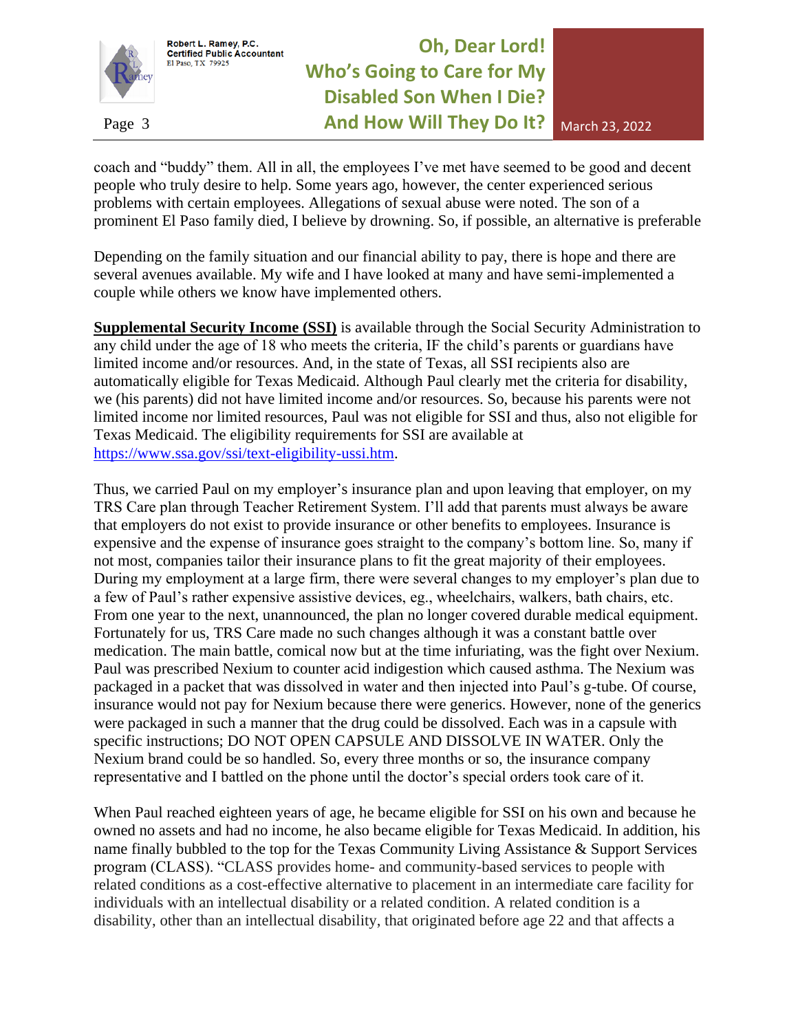coach and "buddy" them. All in all, the employees I've met have seemed to be good and decent people who truly desire to help. Some years ago, however, the center experienced serious problems with certain employees. Allegations of sexual abuse were noted. The son of a prominent El Paso family died, I believe by drowning. So, if possible, an alternative is preferable

Depending on the family situation and our financial ability to pay, there is hope and there are several avenues available. My wife and I have looked at many and have semi-implemented a couple while others we know have implemented others.

**Supplemental Security Income (SSI)** is available through the Social Security Administration to any child under the age of 18 who meets the criteria, IF the child's parents or guardians have limited income and/or resources. And, in the state of Texas, all SSI recipients also are automatically eligible for Texas Medicaid. Although Paul clearly met the criteria for disability, we (his parents) did not have limited income and/or resources. So, because his parents were not limited income nor limited resources, Paul was not eligible for SSI and thus, also not eligible for Texas Medicaid. The eligibility requirements for SSI are available at https://www.ssa.gov/ssi/text-eligibility-ussi.htm.

Thus, we carried Paul on my employer's insurance plan and upon leaving that employer, on my TRS Care plan through Teacher Retirement System. I'll add that parents must always be aware that employers do not exist to provide insurance or other benefits to employees. Insurance is expensive and the expense of insurance goes straight to the company's bottom line. So, many if not most, companies tailor their insurance plans to fit the great majority of their employees. During my employment at a large firm, there were several changes to my employer's plan due to a few of Paul's rather expensive assistive devices, eg., wheelchairs, walkers, bath chairs, etc. From one year to the next, unannounced, the plan no longer covered durable medical equipment. Fortunately for us, TRS Care made no such changes although it was a constant battle over medication. The main battle, comical now but at the time infuriating, was the fight over Nexium. Paul was prescribed Nexium to counter acid indigestion which caused asthma. The Nexium was packaged in a packet that was dissolved in water and then injected into Paul's g-tube. Of course, insurance would not pay for Nexium because there were generics. However, none of the generics were packaged in such a manner that the drug could be dissolved. Each was in a capsule with specific instructions; DO NOT OPEN CAPSULE AND DISSOLVE IN WATER. Only the Nexium brand could be so handled. So, every three months or so, the insurance company representative and I battled on the phone until the doctor's special orders took care of it.

When Paul reached eighteen years of age, he became eligible for SSI on his own and because he owned no assets and had no income, he also became eligible for Texas Medicaid. In addition, his name finally bubbled to the top for the Texas Community Living Assistance & Support Services program (CLASS). "CLASS provides home- and community-based services to people with related conditions as a cost-effective alternative to placement in an intermediate care facility for individuals with an intellectual disability or a related condition. A related condition is a disability, other than an intellectual disability, that originated before age 22 and that affects a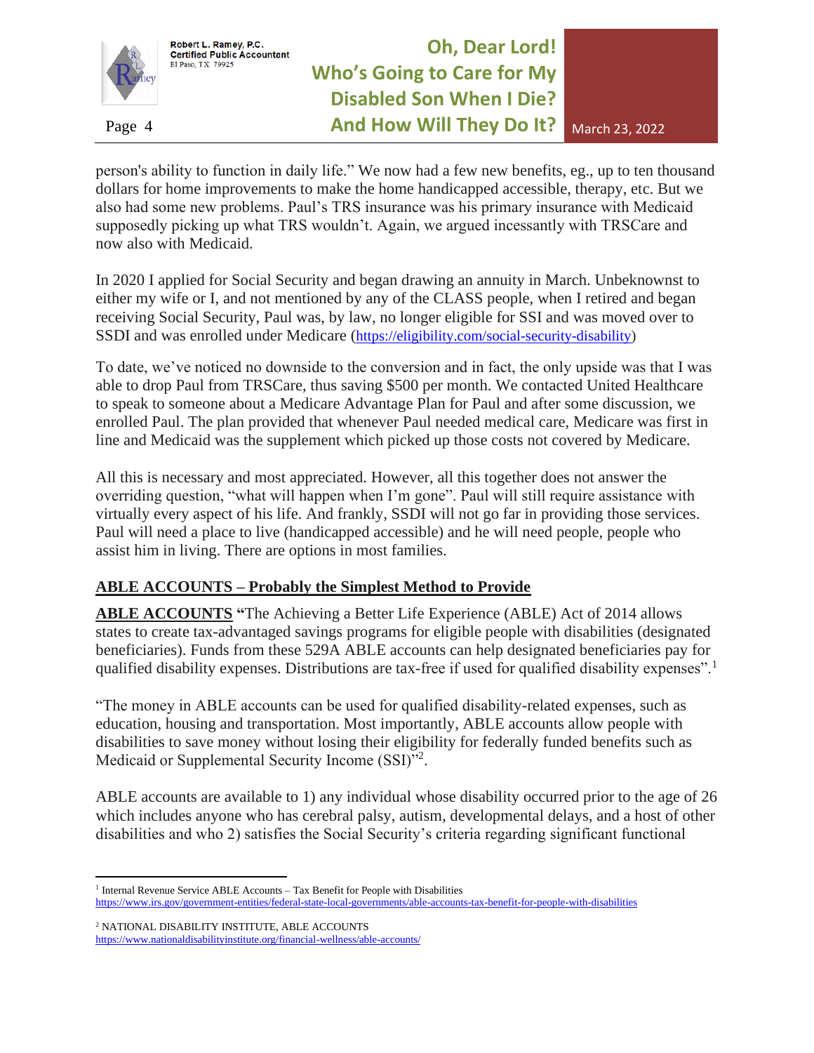person's ability to function in daily life." We now had a few new benefits, eg., up to ten thousand dollars for home improvements to make the home handicapped accessible, therapy, etc. But we also had some new problems. Paul's TRS insurance was his primary insurance with Medicaid supposedly picking up what TRS wouldn't. Again, we argued incessantly with TRSCare and now also with Medicaid.

In 2020 I applied for Social Security and began drawing an annuity in March. Unbeknownst to either my wife or I, and not mentioned by any of the CLASS people, when I retired and began receiving Social Security, Paul was, by law, no longer eligible for SSI and was moved over to SSDI and was enrolled under Medicare (https://eligibility.com/social-security-disability)

To date, we've noticed no downside to the conversion and in fact, the only upside was that I was able to drop Paul from TRSCare, thus saving $500 per month. We contacted United Healthcare to speak to someone about a Medicare Advantage Plan for Paul and after some discussion, we enrolled Paul. The plan provided that whenever Paul needed medical care, Medicare was first in line and Medicaid was the supplement which picked up those costs not covered by Medicare.

All this is necessary and most appreciated. However, all this together does not answer the overriding question, "what will happen when I'm gone". Paul will still require assistance with virtually every aspect of his life. And frankly, SSDI will not go far in providing those services. Paul will need a place to live (handicapped accessible) and he will need people, people who assist him in living. There are options in most families.

## ABLE ACCOUNTS – Probably the Simplest Method to Provide

**ABLE ACCOUNTS** "The Achieving a Better Life Experience (ABLE) Act of 2014 allows states to create tax-advantaged savings programs for eligible people with disabilities (designated beneficiaries). Funds from these 529A ABLE accounts can help designated beneficiaries pay for qualified disability expenses. Distributions are tax-free if used for qualified disability expenses".[1]

"The money in ABLE accounts can be used for qualified disability-related expenses, such as education, housing and transportation. Most importantly, ABLE accounts allow people with disabilities to save money without losing their eligibility for federally funded benefits such as Medicaid or Supplemental Security Income (SSI)"[2].

ABLE accounts are available to 1) any individual whose disability occurred prior to the age of 26 which includes anyone who has cerebral palsy, autism, developmental delays, and a host of other disabilities and who 2) satisfies the Social Security's criteria regarding significant functional

---

[1] Internal Revenue Service ABLE Accounts – Tax Benefit for People with Disabilities https://www.irs.gov/government-entities/federal-state-local-governments/able-accounts-tax-benefit-for-people-with-disabilities

[2] NATIONAL DISABILITY INSTITUTE, ABLE ACCOUNTS https://www.nationaldisabilityinstitute.org/financial-wellness/able-accounts/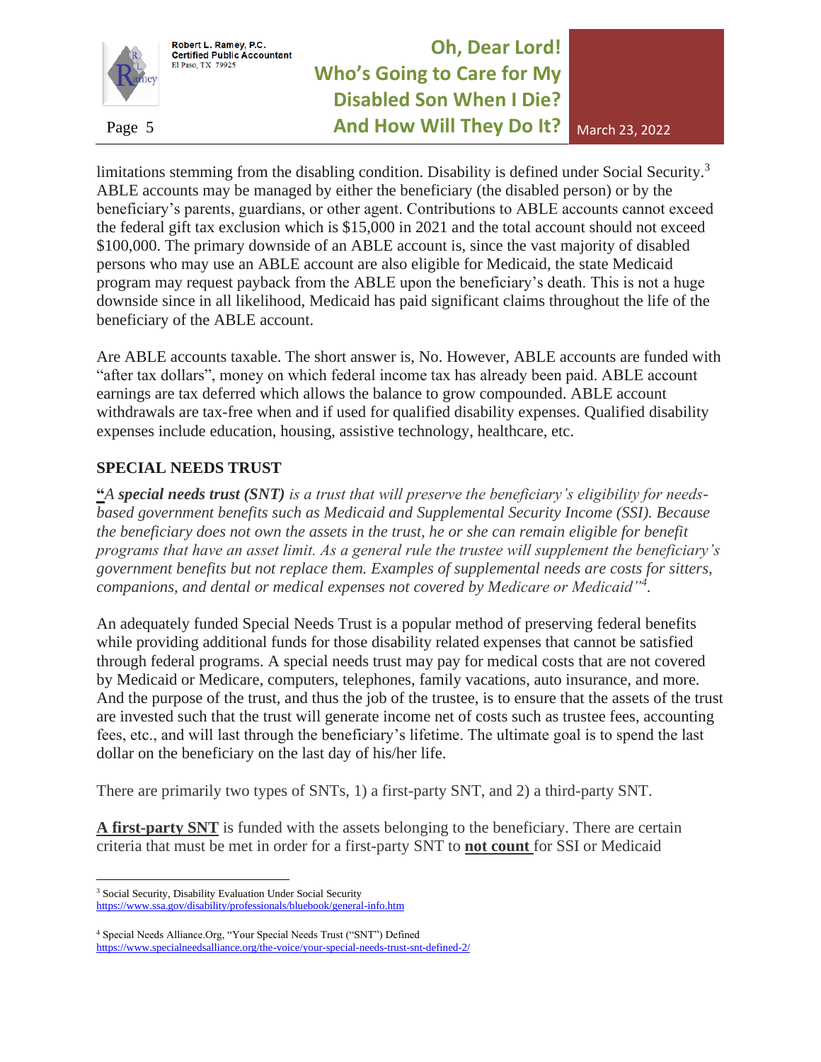limitations stemming from the disabling condition. Disability is defined under Social Security.[3] ABLE accounts may be managed by either the beneficiary (the disabled person) or by the beneficiary's parents, guardians, or other agent. Contributions to ABLE accounts cannot exceed the federal gift tax exclusion which is $15,000 in 2021 and the total account should not exceed $100,000. The primary downside of an ABLE account is, since the vast majority of disabled persons who may use an ABLE account are also eligible for Medicaid, the state Medicaid program may request payback from the ABLE upon the beneficiary's death. This is not a huge downside since in all likelihood, Medicaid has paid significant claims throughout the life of the beneficiary of the ABLE account.

Are ABLE accounts taxable. The short answer is, No. However, ABLE accounts are funded with "after tax dollars", money on which federal income tax has already been paid. ABLE account earnings are tax deferred which allows the balance to grow compounded. ABLE account withdrawals are tax-free when and if used for qualified disability expenses. Qualified disability expenses include education, housing, assistive technology, healthcare, etc.

## SPECIAL NEEDS TRUST

"*A **special needs trust (SNT)** is a trust that will preserve the beneficiary's eligibility for needs-based government benefits such as Medicaid and Supplemental Security Income (SSI). Because the beneficiary does not own the assets in the trust, he or she can remain eligible for benefit programs that have an asset limit. As a general rule the trustee will supplement the beneficiary's government benefits but not replace them. Examples of supplemental needs are costs for sitters, companions, and dental or medical expenses not covered by Medicare or Medicaid*"[4].

An adequately funded Special Needs Trust is a popular method of preserving federal benefits while providing additional funds for those disability related expenses that cannot be satisfied through federal programs. A special needs trust may pay for medical costs that are not covered by Medicaid or Medicare, computers, telephones, family vacations, auto insurance, and more. And the purpose of the trust, and thus the job of the trustee, is to ensure that the assets of the trust are invested such that the trust will generate income net of costs such as trustee fees, accounting fees, etc., and will last through the beneficiary's lifetime. The ultimate goal is to spend the last dollar on the beneficiary on the last day of his/her life.

There are primarily two types of SNTs, 1) a first-party SNT, and 2) a third-party SNT.

**A first-party SNT** is funded with the assets belonging to the beneficiary. There are certain criteria that must be met in order for a first-party SNT to **not count** for SSI or Medicaid

---

[3] Social Security, Disability Evaluation Under Social Security https://www.ssa.gov/disability/professionals/bluebook/general-info.htm

[4] Special Needs Alliance.Org, "Your Special Needs Trust ("SNT") Defined https://www.specialneedsalliance.org/the-voice/your-special-needs-trust-snt-defined-2/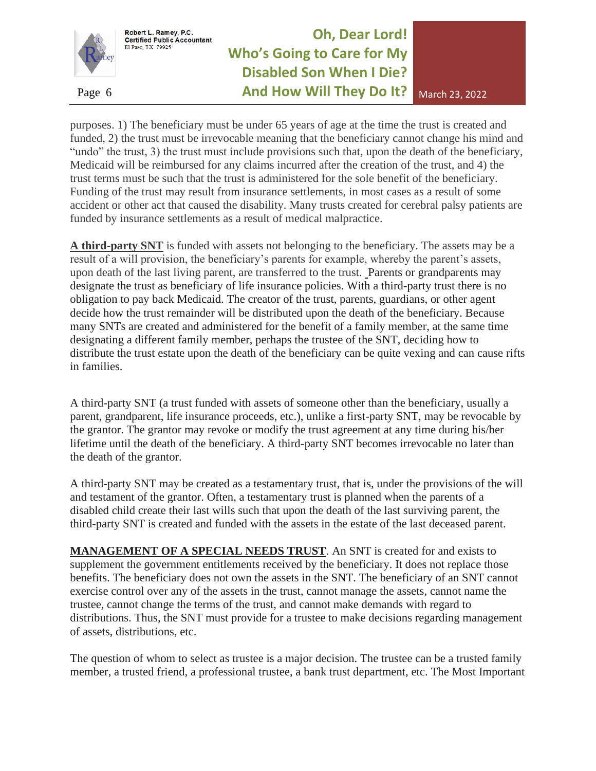purposes. 1) The beneficiary must be under 65 years of age at the time the trust is created and funded, 2) the trust must be irrevocable meaning that the beneficiary cannot change his mind and "undo" the trust, 3) the trust must include provisions such that, upon the death of the beneficiary, Medicaid will be reimbursed for any claims incurred after the creation of the trust, and 4) the trust terms must be such that the trust is administered for the sole benefit of the beneficiary. Funding of the trust may result from insurance settlements, in most cases as a result of some accident or other act that caused the disability. Many trusts created for cerebral palsy patients are funded by insurance settlements as a result of medical malpractice.

**A third-party SNT** is funded with assets not belonging to the beneficiary. The assets may be a result of a will provision, the beneficiary's parents for example, whereby the parent's assets, upon death of the last living parent, are transferred to the trust. Parents or grandparents may designate the trust as beneficiary of life insurance policies. With a third-party trust there is no obligation to pay back Medicaid. The creator of the trust, parents, guardians, or other agent decide how the trust remainder will be distributed upon the death of the beneficiary. Because many SNTs are created and administered for the benefit of a family member, at the same time designating a different family member, perhaps the trustee of the SNT, deciding how to distribute the trust estate upon the death of the beneficiary can be quite vexing and can cause rifts in families.

A third-party SNT (a trust funded with assets of someone other than the beneficiary, usually a parent, grandparent, life insurance proceeds, etc.), unlike a first-party SNT, may be revocable by the grantor. The grantor may revoke or modify the trust agreement at any time during his/her lifetime until the death of the beneficiary. A third-party SNT becomes irrevocable no later than the death of the grantor.

A third-party SNT may be created as a testamentary trust, that is, under the provisions of the will and testament of the grantor. Often, a testamentary trust is planned when the parents of a disabled child create their last wills such that upon the death of the last surviving parent, the third-party SNT is created and funded with the assets in the estate of the last deceased parent.

**MANAGEMENT OF A SPECIAL NEEDS TRUST**. An SNT is created for and exists to supplement the government entitlements received by the beneficiary. It does not replace those benefits. The beneficiary does not own the assets in the SNT. The beneficiary of an SNT cannot exercise control over any of the assets in the trust, cannot manage the assets, cannot name the trustee, cannot change the terms of the trust, and cannot make demands with regard to distributions. Thus, the SNT must provide for a trustee to make decisions regarding management of assets, distributions, etc.

The question of whom to select as trustee is a major decision. The trustee can be a trusted family member, a trusted friend, a professional trustee, a bank trust department, etc. The Most Important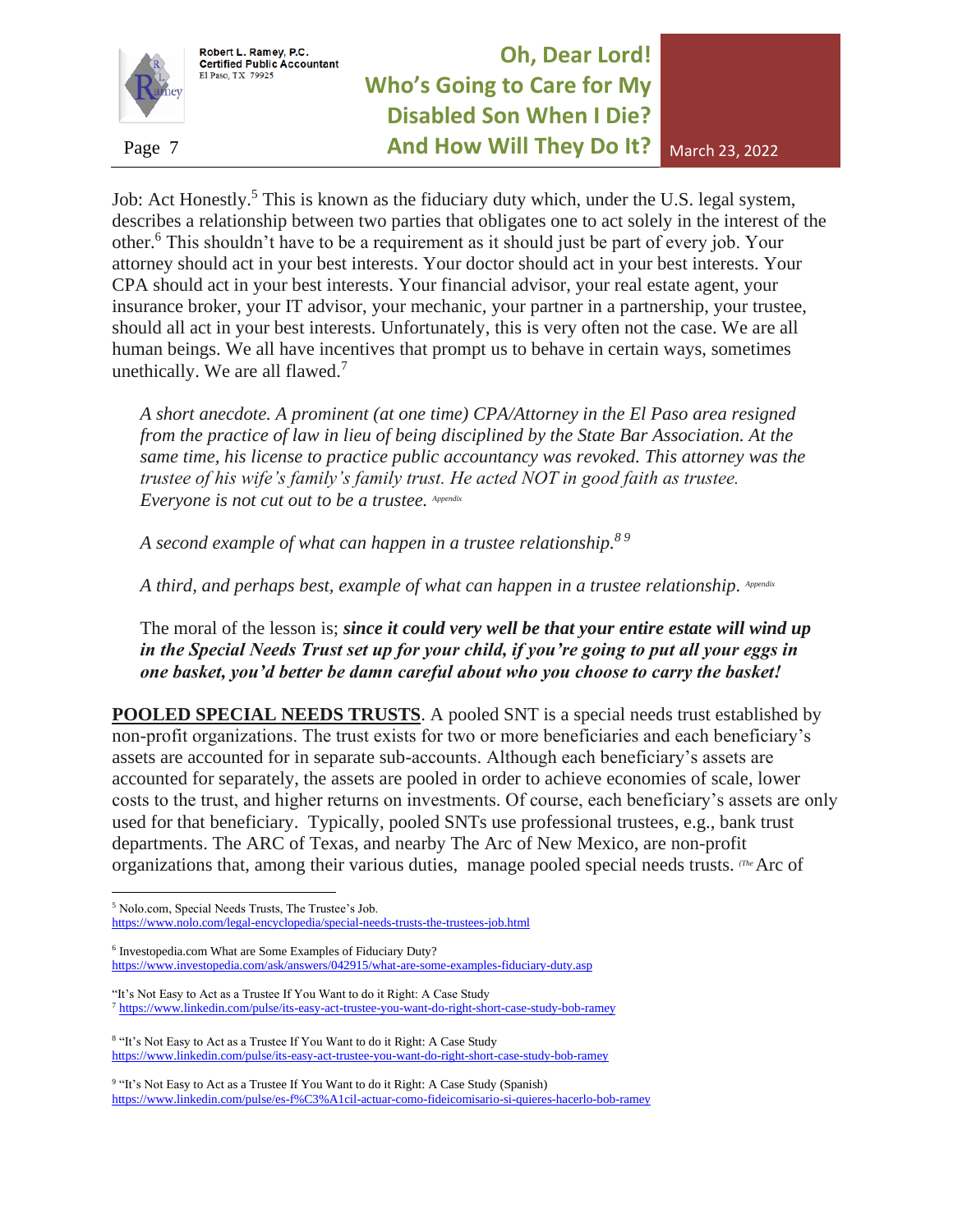Job: Act Honestly.[5] This is known as the fiduciary duty which, under the U.S. legal system, describes a relationship between two parties that obligates one to act solely in the interest of the other.[6] This shouldn't have to be a requirement as it should just be part of every job. Your attorney should act in your best interests. Your doctor should act in your best interests. Your CPA should act in your best interests. Your financial advisor, your real estate agent, your insurance broker, your IT advisor, your mechanic, your partner in a partnership, your trustee, should all act in your best interests. Unfortunately, this is very often not the case. We are all human beings. We all have incentives that prompt us to behave in certain ways, sometimes unethically. We are all flawed.[7]

> *A short anecdote. A prominent (at one time) CPA/Attorney in the El Paso area resigned from the practice of law in lieu of being disciplined by the State Bar Association. At the same time, his license to practice public accountancy was revoked. This attorney was the trustee of his wife's family's family trust. He acted NOT in good faith as trustee. Everyone is not cut out to be a trustee.* [Appendix]
>
> *A second example of what can happen in a trustee relationship.*[8][9]
>
> *A third, and perhaps best, example of what can happen in a trustee relationship.* [Appendix]
>
> The moral of the lesson is; ***since it could very well be that your entire estate will wind up in the Special Needs Trust set up for your child, if you're going to put all your eggs in one basket, you'd better be damn careful about who you choose to carry the basket!***

**POOLED SPECIAL NEEDS TRUSTS**. A pooled SNT is a special needs trust established by non-profit organizations. The trust exists for two or more beneficiaries and each beneficiary's assets are accounted for in separate sub-accounts. Although each beneficiary's assets are accounted for separately, the assets are pooled in order to achieve economies of scale, lower costs to the trust, and higher returns on investments. Of course, each beneficiary's assets are only used for that beneficiary. Typically, pooled SNTs use professional trustees, e.g., bank trust departments. The ARC of Texas, and nearby The Arc of New Mexico, are non-profit organizations that, among their various duties, manage pooled special needs trusts. (The Arc of

---

[5] Nolo.com, Special Needs Trusts, The Trustee's Job.
https://www.nolo.com/legal-encyclopedia/special-needs-trusts-the-trustees-job.html

[6] Investopedia.com What are Some Examples of Fiduciary Duty?
https://www.investopedia.com/ask/answers/042915/what-are-some-examples-fiduciary-duty.asp

"It's Not Easy to Act as a Trustee If You Want to do it Right: A Case Study
[7] https://www.linkedin.com/pulse/its-easy-act-trustee-you-want-do-right-short-case-study-bob-ramey

[8] "It's Not Easy to Act as a Trustee If You Want to do it Right: A Case Study
https://www.linkedin.com/pulse/its-easy-act-trustee-you-want-do-right-short-case-study-bob-ramey

[9] "It's Not Easy to Act as a Trustee If You Want to do it Right: A Case Study (Spanish)
https://www.linkedin.com/pulse/es-f%C3%A1cil-actuar-como-fideicomisario-si-quieres-hacerlo-bob-ramey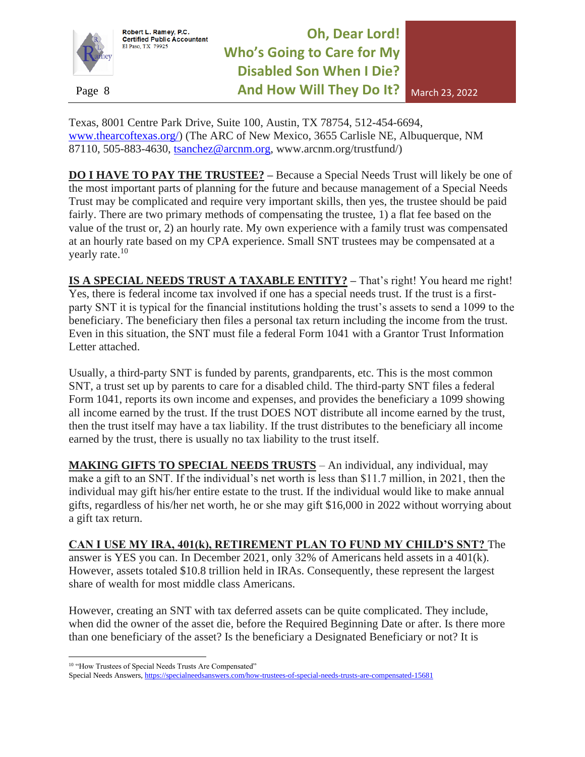Texas, 8001 Centre Park Drive, Suite 100, Austin, TX 78754, 512-454-6694, www.thearcoftexas.org/) (The ARC of New Mexico, 3655 Carlisle NE, Albuquerque, NM 87110, 505-883-4630, tsanchez@arcnm.org, www.arcnm.org/trustfund/)

**DO I HAVE TO PAY THE TRUSTEE? –** Because a Special Needs Trust will likely be one of the most important parts of planning for the future and because management of a Special Needs Trust may be complicated and require very important skills, then yes, the trustee should be paid fairly. There are two primary methods of compensating the trustee, 1) a flat fee based on the value of the trust or, 2) an hourly rate. My own experience with a family trust was compensated at an hourly rate based on my CPA experience. Small SNT trustees may be compensated at a yearly rate.[10]

**IS A SPECIAL NEEDS TRUST A TAXABLE ENTITY? –** That's right! You heard me right! Yes, there is federal income tax involved if one has a special needs trust. If the trust is a first-party SNT it is typical for the financial institutions holding the trust's assets to send a 1099 to the beneficiary. The beneficiary then files a personal tax return including the income from the trust. Even in this situation, the SNT must file a federal Form 1041 with a Grantor Trust Information Letter attached.

Usually, a third-party SNT is funded by parents, grandparents, etc. This is the most common SNT, a trust set up by parents to care for a disabled child. The third-party SNT files a federal Form 1041, reports its own income and expenses, and provides the beneficiary a 1099 showing all income earned by the trust. If the trust DOES NOT distribute all income earned by the trust, then the trust itself may have a tax liability. If the trust distributes to the beneficiary all income earned by the trust, there is usually no tax liability to the trust itself.

**MAKING GIFTS TO SPECIAL NEEDS TRUSTS** – An individual, any individual, may make a gift to an SNT. If the individual's net worth is less than $11.7 million, in 2021, then the individual may gift his/her entire estate to the trust. If the individual would like to make annual gifts, regardless of his/her net worth, he or she may gift $16,000 in 2022 without worrying about a gift tax return.

**CAN I USE MY IRA, 401(k), RETIREMENT PLAN TO FUND MY CHILD'S SNT?** The answer is YES you can. In December 2021, only 32% of Americans held assets in a 401(k). However, assets totaled $10.8 trillion held in IRAs. Consequently, these represent the largest share of wealth for most middle class Americans.

However, creating an SNT with tax deferred assets can be quite complicated. They include, when did the owner of the asset die, before the Required Beginning Date or after. Is there more than one beneficiary of the asset? Is the beneficiary a Designated Beneficiary or not? It is

---

[10] "How Trustees of Special Needs Trusts Are Compensated"
Special Needs Answers, https://specialneedsanswers.com/how-trustees-of-special-needs-trusts-are-compensated-15681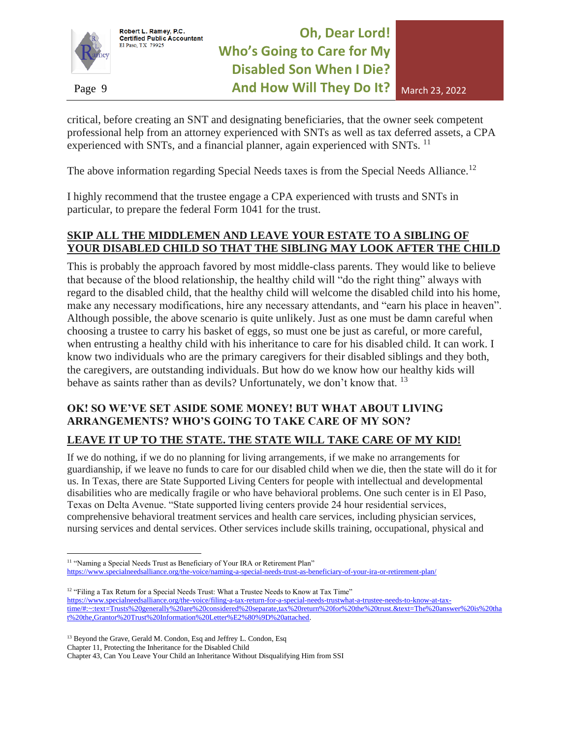critical, before creating an SNT and designating beneficiaries, that the owner seek competent professional help from an attorney experienced with SNTs as well as tax deferred assets, a CPA experienced with SNTs, and a financial planner, again experienced with SNTs. [11]

The above information regarding Special Needs taxes is from the Special Needs Alliance.[12]

I highly recommend that the trustee engage a CPA experienced with trusts and SNTs in particular, to prepare the federal Form 1041 for the trust.

## SKIP ALL THE MIDDLEMEN AND LEAVE YOUR ESTATE TO A SIBLING OF YOUR DISABLED CHILD SO THAT THE SIBLING MAY LOOK AFTER THE CHILD

This is probably the approach favored by most middle-class parents. They would like to believe that because of the blood relationship, the healthy child will "do the right thing" always with regard to the disabled child, that the healthy child will welcome the disabled child into his home, make any necessary modifications, hire any necessary attendants, and "earn his place in heaven". Although possible, the above scenario is quite unlikely. Just as one must be damn careful when choosing a trustee to carry his basket of eggs, so must one be just as careful, or more careful, when entrusting a healthy child with his inheritance to care for his disabled child. It can work. I know two individuals who are the primary caregivers for their disabled siblings and they both, the caregivers, are outstanding individuals. But how do we know how our healthy kids will behave as saints rather than as devils? Unfortunately, we don't know that. [13]

## OK! SO WE'VE SET ASIDE SOME MONEY! BUT WHAT ABOUT LIVING ARRANGEMENTS? WHO'S GOING TO TAKE CARE OF MY SON?

## LEAVE IT UP TO THE STATE. THE STATE WILL TAKE CARE OF MY KID!

If we do nothing, if we do no planning for living arrangements, if we make no arrangements for guardianship, if we leave no funds to care for our disabled child when we die, then the state will do it for us. In Texas, there are State Supported Living Centers for people with intellectual and developmental disabilities who are medically fragile or who have behavioral problems. One such center is in El Paso, Texas on Delta Avenue. "State supported living centers provide 24 hour residential services, comprehensive behavioral treatment services and health care services, including physician services, nursing services and dental services. Other services include skills training, occupational, physical and

---

[11] "Naming a Special Needs Trust as Beneficiary of Your IRA or Retirement Plan"
https://www.specialneedsalliance.org/the-voice/naming-a-special-needs-trust-as-beneficiary-of-your-ira-or-retirement-plan/

[12] "Filing a Tax Return for a Special Needs Trust: What a Trustee Needs to Know at Tax Time"
https://www.specialneedsalliance.org/the-voice/filing-a-tax-return-for-a-special-needs-trustwhat-a-trustee-needs-to-know-at-tax-time/#:~:text=Trusts%20generally%20are%20considered%20separate,tax%20return%20for%20the%20trust.&text=The%20answer%20is%20that%20the,Grantor%20Trust%20Information%20Letter%E2%80%9D%20attached.

[13] Beyond the Grave, Gerald M. Condon, Esq and Jeffrey L. Condon, Esq
Chapter 11, Protecting the Inheritance for the Disabled Child
Chapter 43, Can You Leave Your Child an Inheritance Without Disqualifying Him from SSI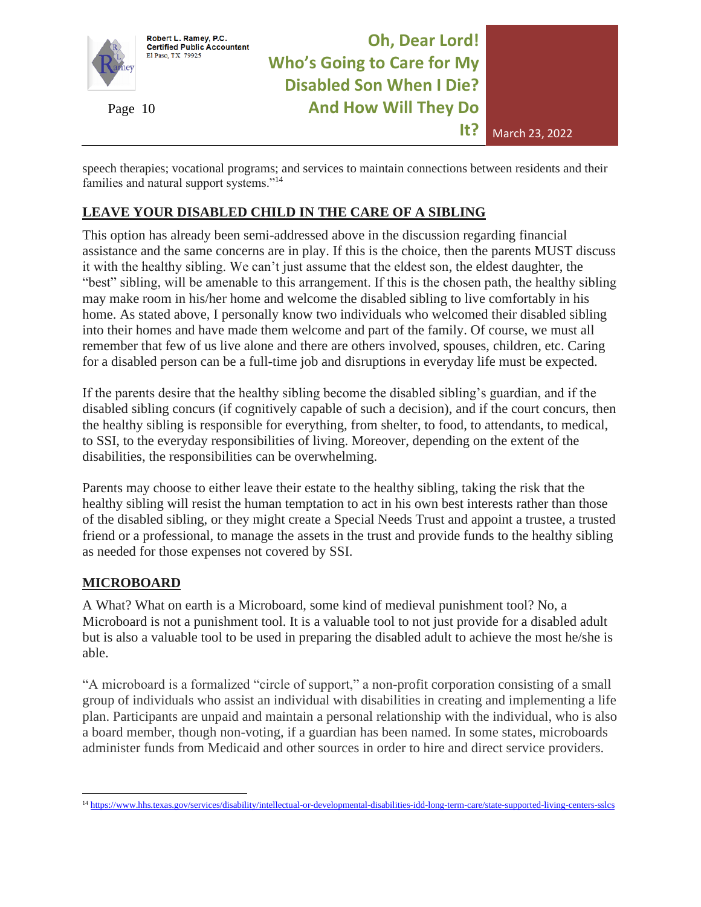speech therapies; vocational programs; and services to maintain connections between residents and their families and natural support systems."[14]

## LEAVE YOUR DISABLED CHILD IN THE CARE OF A SIBLING

This option has already been semi-addressed above in the discussion regarding financial assistance and the same concerns are in play. If this is the choice, then the parents MUST discuss it with the healthy sibling. We can't just assume that the eldest son, the eldest daughter, the "best" sibling, will be amenable to this arrangement. If this is the chosen path, the healthy sibling may make room in his/her home and welcome the disabled sibling to live comfortably in his home. As stated above, I personally know two individuals who welcomed their disabled sibling into their homes and have made them welcome and part of the family. Of course, we must all remember that few of us live alone and there are others involved, spouses, children, etc. Caring for a disabled person can be a full-time job and disruptions in everyday life must be expected.

If the parents desire that the healthy sibling become the disabled sibling's guardian, and if the disabled sibling concurs (if cognitively capable of such a decision), and if the court concurs, then the healthy sibling is responsible for everything, from shelter, to food, to attendants, to medical, to SSI, to the everyday responsibilities of living. Moreover, depending on the extent of the disabilities, the responsibilities can be overwhelming.

Parents may choose to either leave their estate to the healthy sibling, taking the risk that the healthy sibling will resist the human temptation to act in his own best interests rather than those of the disabled sibling, or they might create a Special Needs Trust and appoint a trustee, a trusted friend or a professional, to manage the assets in the trust and provide funds to the healthy sibling as needed for those expenses not covered by SSI.

## MICROBOARD

A What? What on earth is a Microboard, some kind of medieval punishment tool? No, a Microboard is not a punishment tool. It is a valuable tool to not just provide for a disabled adult but is also a valuable tool to be used in preparing the disabled adult to achieve the most he/she is able.

"A microboard is a formalized "circle of support," a non-profit corporation consisting of a small group of individuals who assist an individual with disabilities in creating and implementing a life plan. Participants are unpaid and maintain a personal relationship with the individual, who is also a board member, though non-voting, if a guardian has been named. In some states, microboards administer funds from Medicaid and other sources in order to hire and direct service providers.

---

[14] https://www.hhs.texas.gov/services/disability/intellectual-or-developmental-disabilities-idd-long-term-care/state-supported-living-centers-sslcs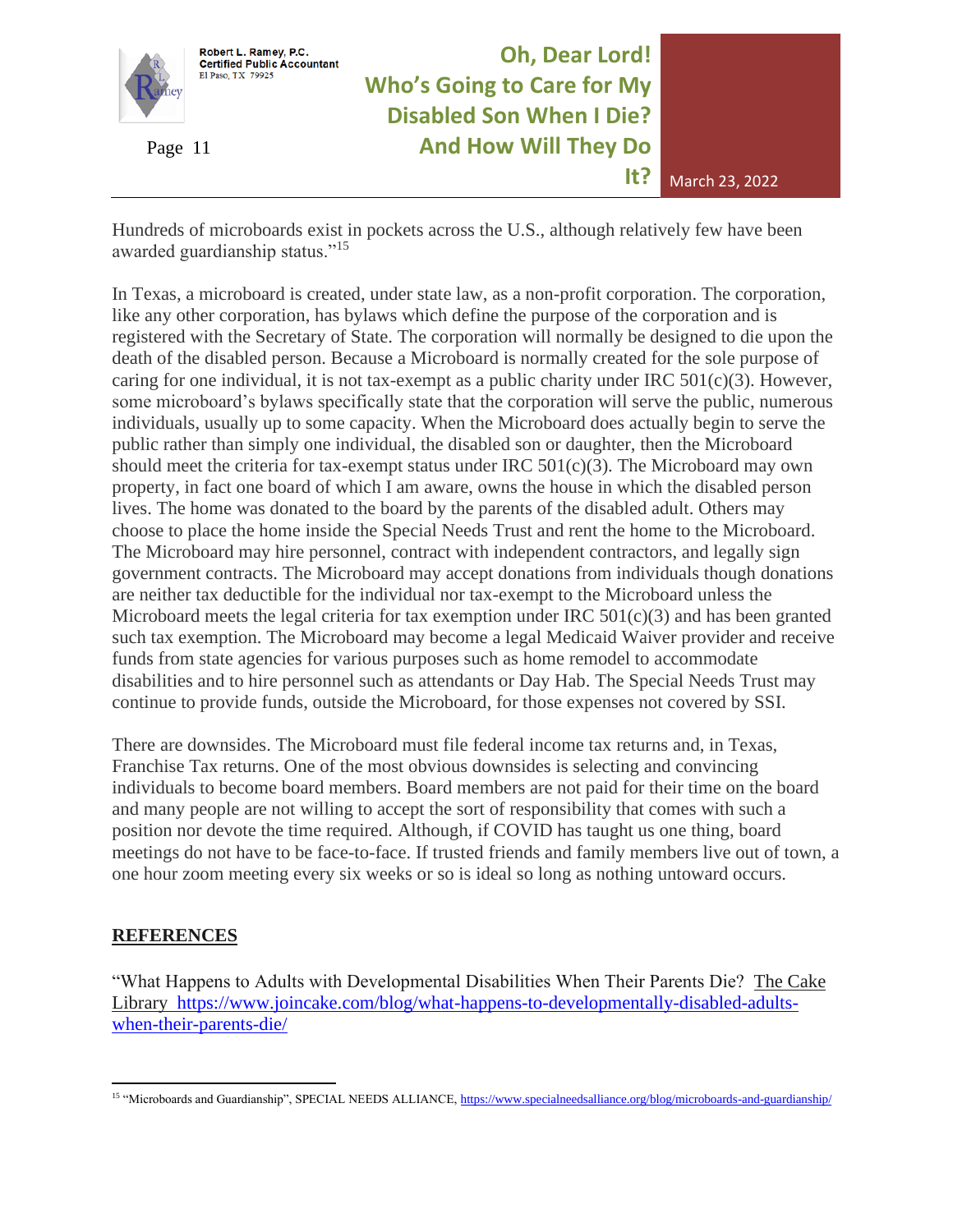Hundreds of microboards exist in pockets across the U.S., although relatively few have been awarded guardianship status."[15]

In Texas, a microboard is created, under state law, as a non-profit corporation. The corporation, like any other corporation, has bylaws which define the purpose of the corporation and is registered with the Secretary of State. The corporation will normally be designed to die upon the death of the disabled person. Because a Microboard is normally created for the sole purpose of caring for one individual, it is not tax-exempt as a public charity under IRC 501(c)(3). However, some microboard's bylaws specifically state that the corporation will serve the public, numerous individuals, usually up to some capacity. When the Microboard does actually begin to serve the public rather than simply one individual, the disabled son or daughter, then the Microboard should meet the criteria for tax-exempt status under IRC 501(c)(3). The Microboard may own property, in fact one board of which I am aware, owns the house in which the disabled person lives. The home was donated to the board by the parents of the disabled adult. Others may choose to place the home inside the Special Needs Trust and rent the home to the Microboard. The Microboard may hire personnel, contract with independent contractors, and legally sign government contracts. The Microboard may accept donations from individuals though donations are neither tax deductible for the individual nor tax-exempt to the Microboard unless the Microboard meets the legal criteria for tax exemption under IRC 501(c)(3) and has been granted such tax exemption. The Microboard may become a legal Medicaid Waiver provider and receive funds from state agencies for various purposes such as home remodel to accommodate disabilities and to hire personnel such as attendants or Day Hab. The Special Needs Trust may continue to provide funds, outside the Microboard, for those expenses not covered by SSI.

There are downsides. The Microboard must file federal income tax returns and, in Texas, Franchise Tax returns. One of the most obvious downsides is selecting and convincing individuals to become board members. Board members are not paid for their time on the board and many people are not willing to accept the sort of responsibility that comes with such a position nor devote the time required. Although, if COVID has taught us one thing, board meetings do not have to be face-to-face. If trusted friends and family members live out of town, a one hour zoom meeting every six weeks or so is ideal so long as nothing untoward occurs.

## REFERENCES

"What Happens to Adults with Developmental Disabilities When Their Parents Die? The Cake Library https://www.joincake.com/blog/what-happens-to-developmentally-disabled-adults-when-their-parents-die/

---

[15] "Microboards and Guardianship", SPECIAL NEEDS ALLIANCE, https://www.specialneedsalliance.org/blog/microboards-and-guardianship/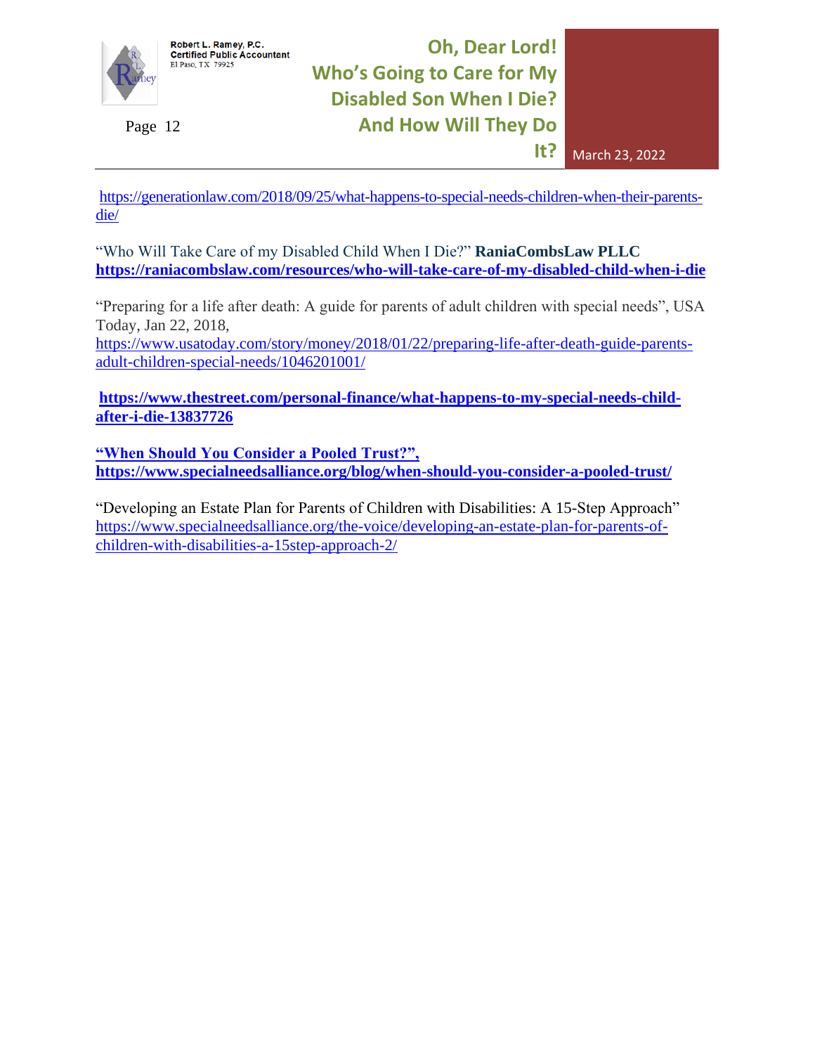https://generationlaw.com/2018/09/25/what-happens-to-special-needs-children-when-their-parents-die/

"Who Will Take Care of my Disabled Child When I Die?" **RaniaCombsLaw PLLC** **https://raniacombslaw.com/resources/who-will-take-care-of-my-disabled-child-when-i-die**

"Preparing for a life after death: A guide for parents of adult children with special needs", USA Today, Jan 22, 2018, https://www.usatoday.com/story/money/2018/01/22/preparing-life-after-death-guide-parents-adult-children-special-needs/1046201001/

**https://www.thestreet.com/personal-finance/what-happens-to-my-special-needs-child-after-i-die-13837726**

**"When Should You Consider a Pooled Trust?", https://www.specialneedsalliance.org/blog/when-should-you-consider-a-pooled-trust/**

"Developing an Estate Plan for Parents of Children with Disabilities: A 15-Step Approach" https://www.specialneedsalliance.org/the-voice/developing-an-estate-plan-for-parents-of-children-with-disabilities-a-15step-approach-2/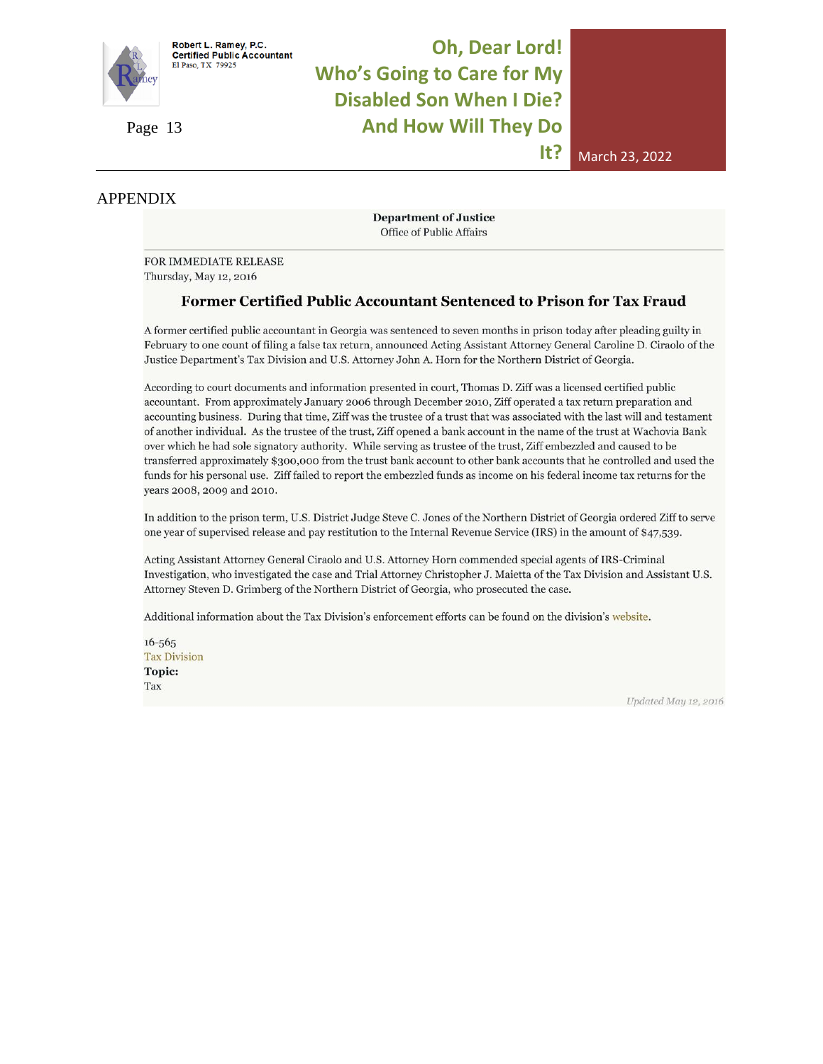## APPENDIX

**Department of Justice**
Office of Public Affairs

FOR IMMEDIATE RELEASE
Thursday, May 12, 2016

### Former Certified Public Accountant Sentenced to Prison for Tax Fraud

A former certified public accountant in Georgia was sentenced to seven months in prison today after pleading guilty in February to one count of filing a false tax return, announced Acting Assistant Attorney General Caroline D. Ciraolo of the Justice Department's Tax Division and U.S. Attorney John A. Horn for the Northern District of Georgia.

According to court documents and information presented in court, Thomas D. Ziff was a licensed certified public accountant. From approximately January 2006 through December 2010, Ziff operated a tax return preparation and accounting business. During that time, Ziff was the trustee of a trust that was associated with the last will and testament of another individual. As the trustee of the trust, Ziff opened a bank account in the name of the trust at Wachovia Bank over which he had sole signatory authority. While serving as trustee of the trust, Ziff embezzled and caused to be transferred approximately $300,000 from the trust bank account to other bank accounts that he controlled and used the funds for his personal use. Ziff failed to report the embezzled funds as income on his federal income tax returns for the years 2008, 2009 and 2010.

In addition to the prison term, U.S. District Judge Steve C. Jones of the Northern District of Georgia ordered Ziff to serve one year of supervised release and pay restitution to the Internal Revenue Service (IRS) in the amount of $47,539.

Acting Assistant Attorney General Ciraolo and U.S. Attorney Horn commended special agents of IRS-Criminal Investigation, who investigated the case and Trial Attorney Christopher J. Maietta of the Tax Division and Assistant U.S. Attorney Steven D. Grimberg of the Northern District of Georgia, who prosecuted the case.

Additional information about the Tax Division's enforcement efforts can be found on the division's website.

16-565
Tax Division
**Topic:**
Tax

*Updated May 12, 2016*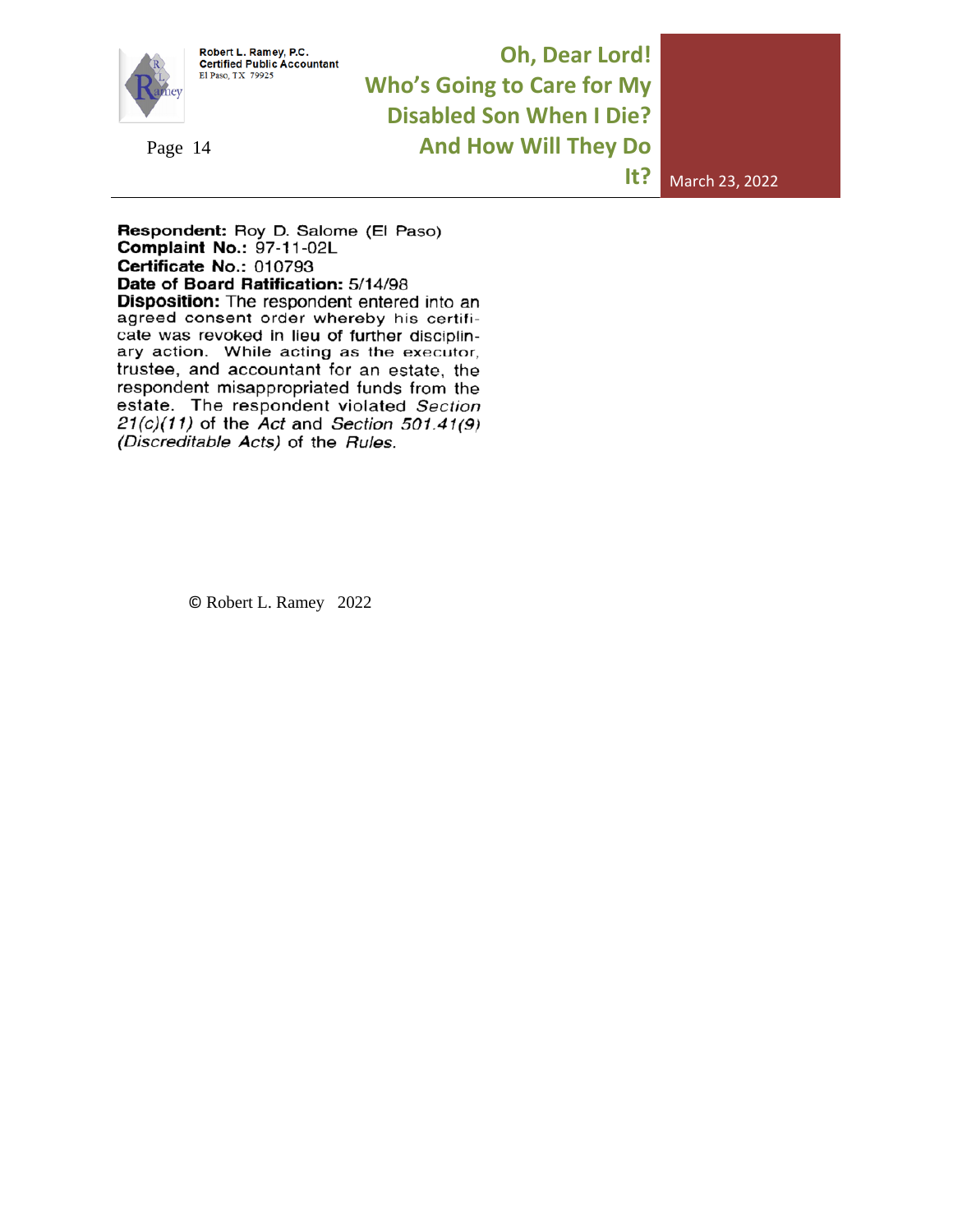**Respondent:** Roy D. Salome (El Paso)
**Complaint No.:** 97-11-02L
**Certificate No.:** 010793
**Date of Board Ratification:** 5/14/98
**Disposition:** The respondent entered into an agreed consent order whereby his certificate was revoked in lieu of further disciplinary action. While acting as the executor, trustee, and accountant for an estate, the respondent misappropriated funds from the estate. The respondent violated *Section 21(c)(11)* of the *Act* and *Section 501.41(9) (Discreditable Acts)* of the *Rules*.

© Robert L. Ramey 2022